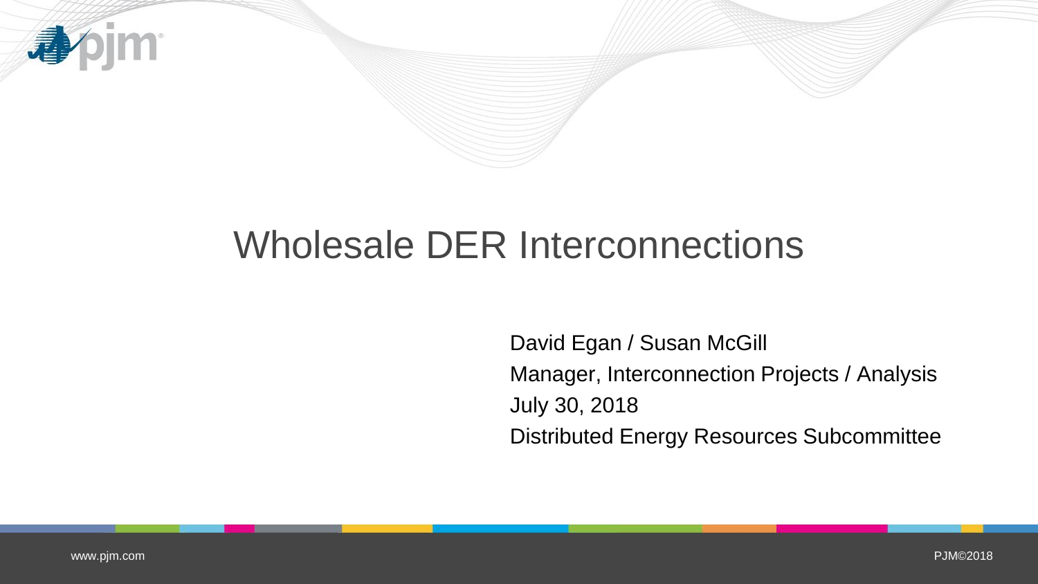# Wholesale DER Interconnections

David Egan / Susan McGill

Manager, Interconnection Projects / Analysis

July 30, 2018

Distributed Energy Resources Subcommittee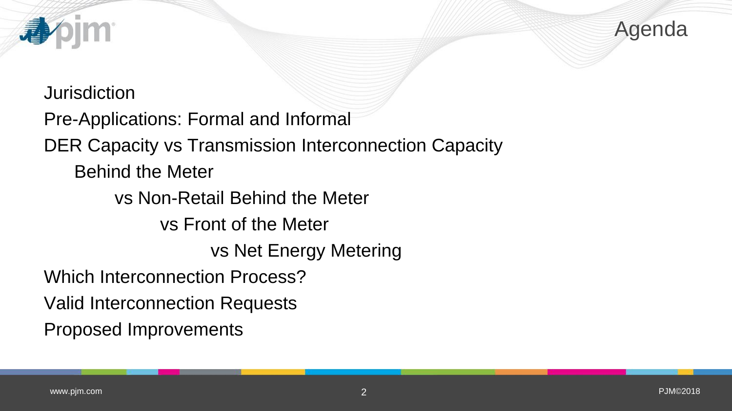# Agenda

Jurisdiction

Pre-Applications: Formal and Informal

DER Capacity vs Transmission Interconnection Capacity

- Behind the Meter
  - vs Non-Retail Behind the Meter
    - vs Front of the Meter
      - vs Net Energy Metering

Which Interconnection Process?

Valid Interconnection Requests

Proposed Improvements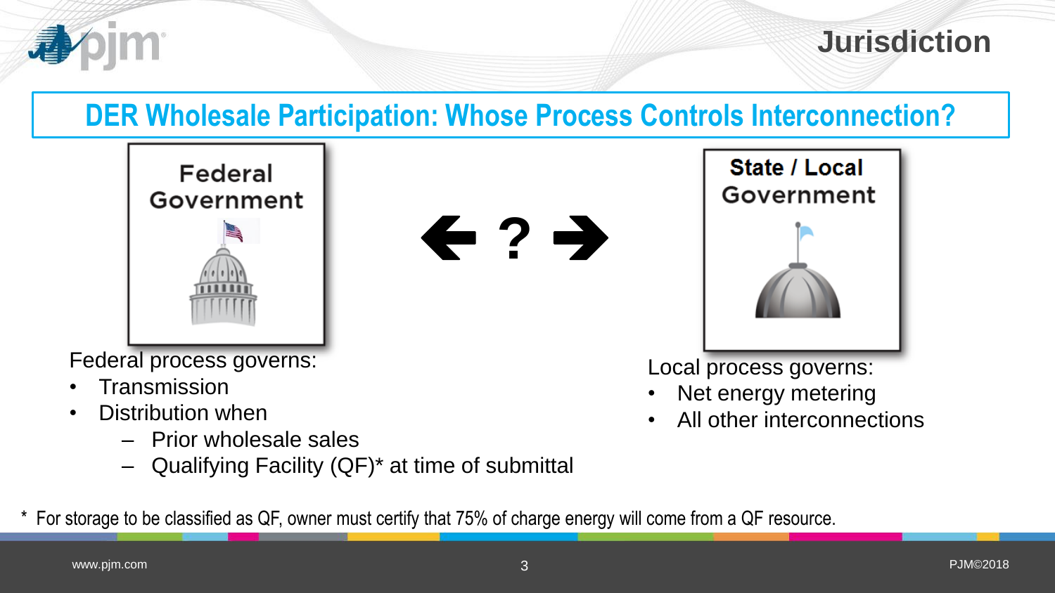# Jurisdiction

## DER Wholesale Participation: Whose Process Controls Interconnection?

**Federal Government** ← ? → **State / Local Government**

Federal process governs:

- Transmission
- Distribution when
  - Prior wholesale sales
  - Qualifying Facility (QF)* at time of submittal

Local process governs:

- Net energy metering
- All other interconnections

\* For storage to be classified as QF, owner must certify that 75% of charge energy will come from a QF resource.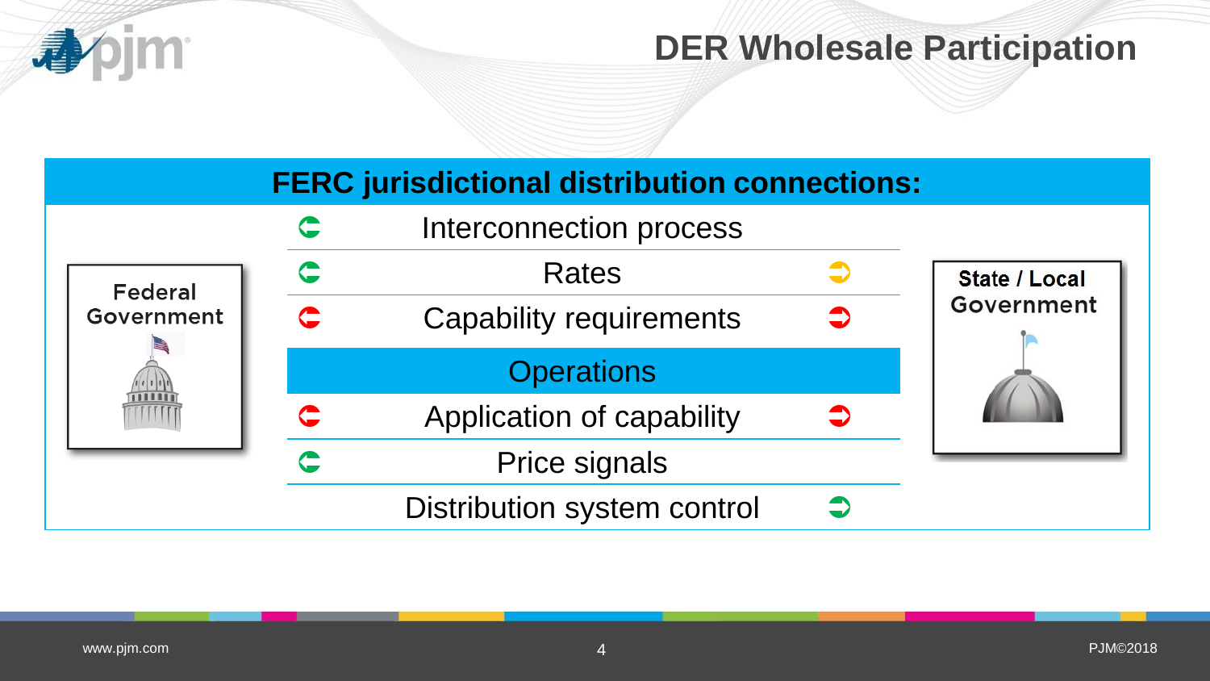# DER Wholesale Participation

## FERC jurisdictional distribution connections:

| Federal Government | | | State / Local Government |
|---|---|---|---|
| ⬅ | Interconnection process | | |
| ⬅ | Rates | ➡ | |
| ⬅ | Capability requirements | ➡ | |
| | **Operations** | | |
| ⬅ | Application of capability | ➡ | |
| ⬅ | Price signals | | |
| | Distribution system control | ➡ | |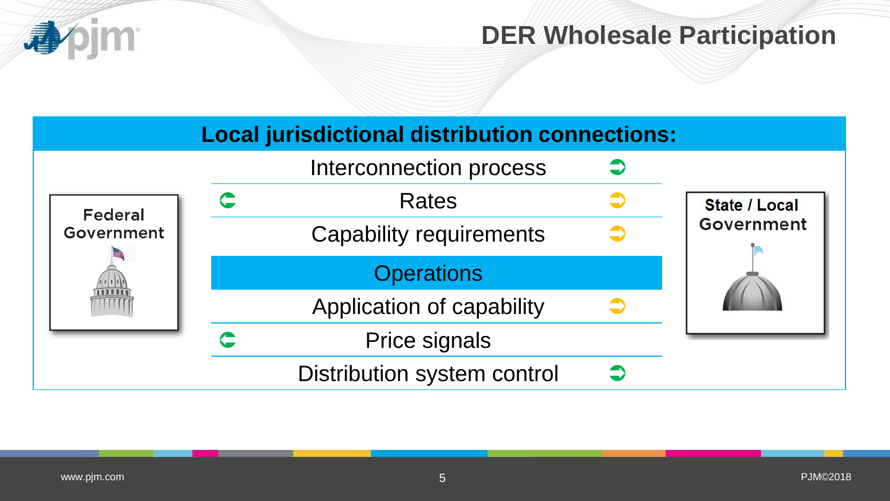# DER Wholesale Participation

## Local jurisdictional distribution connections:

Federal Government

- Interconnection process
- Rates
- Capability requirements

### Operations

- Application of capability
- Price signals
- Distribution system control

State / Local Government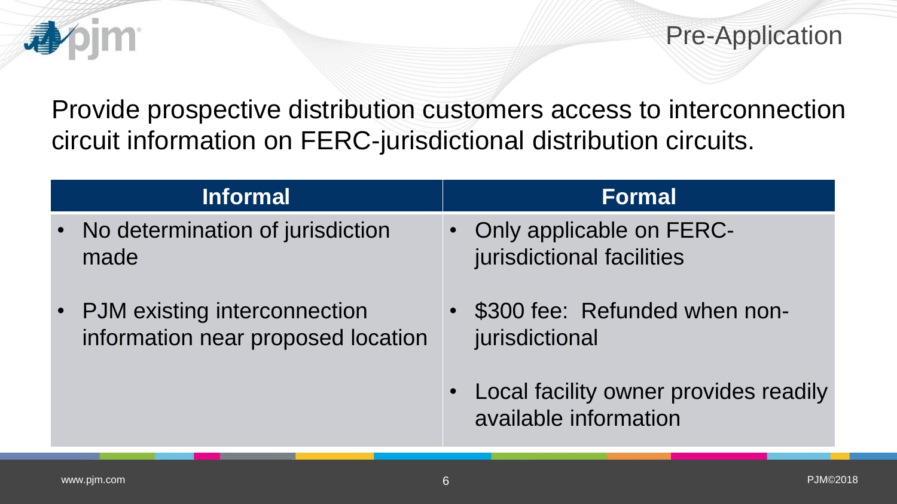# Pre-Application

Provide prospective distribution customers access to interconnection circuit information on FERC-jurisdictional distribution circuits.

| Informal | Formal |
| --- | --- |
| • No determination of jurisdiction made<br>• PJM existing interconnection information near proposed location | • Only applicable on FERC-jurisdictional facilities<br>• $300 fee: Refunded when non-jurisdictional<br>• Local facility owner provides readily available information |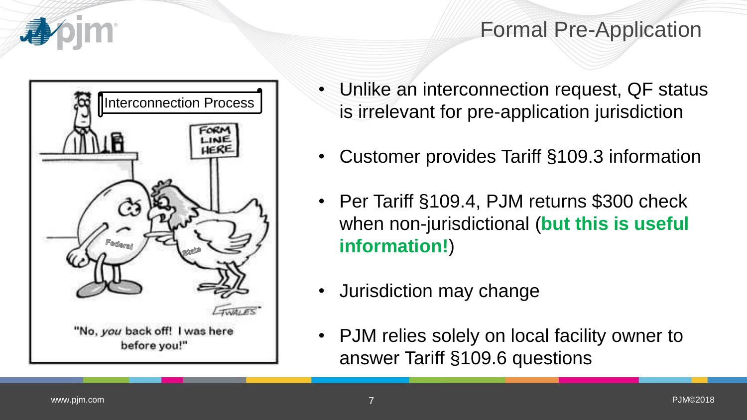# Formal Pre-Application

- Unlike an interconnection request, QF status is irrelevant for pre-application jurisdiction
- Customer provides Tariff §109.3 information
- Per Tariff §109.4, PJM returns $300 check when non-jurisdictional (**but this is useful information!**)
- Jurisdiction may change
- PJM relies solely on local facility owner to answer Tariff §109.6 questions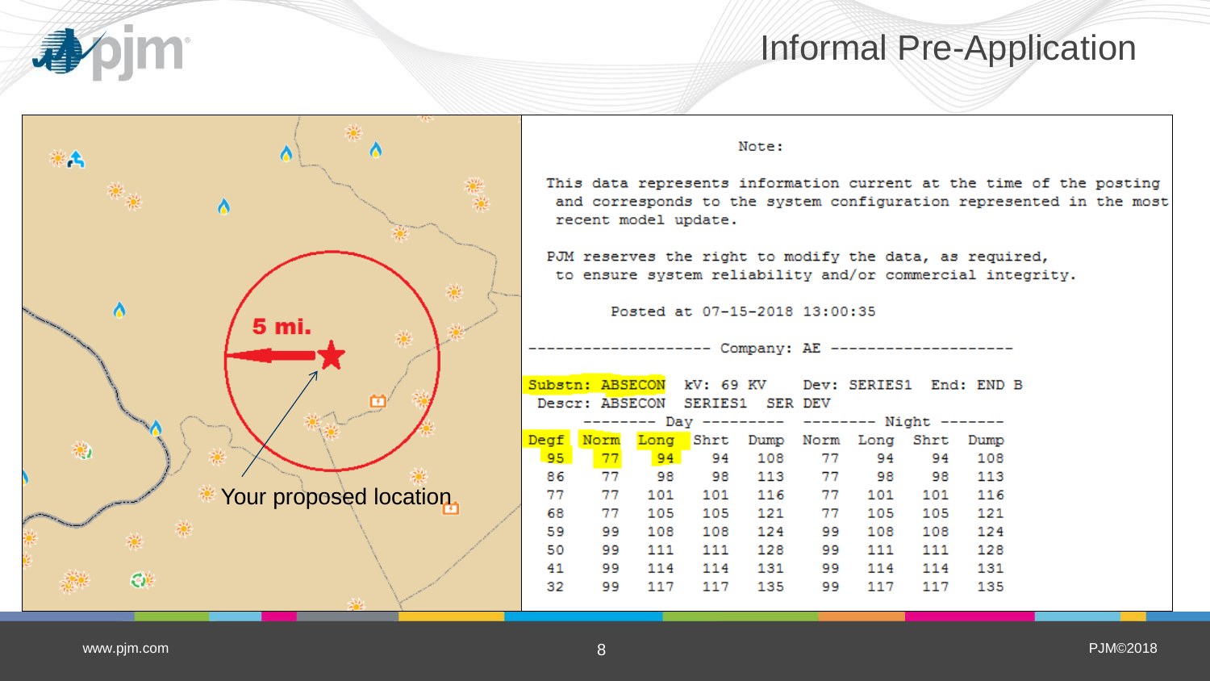# Informal Pre-Application

5 mi.

Your proposed location

Note:

This data represents information current at the time of the posting and corresponds to the system configuration represented in the most recent model update.

PJM reserves the right to modify the data, as required, to ensure system reliability and/or commercial integrity.

Posted at 07-15-2018 13:00:35

-------------------- Company: AE --------------------

Substn: ABSECON kV: 69 KV Dev: SERIES1 End: END B

Descr: ABSECON SERIES1 SER DEV

| Degf | Day Norm | Day Long | Day Shrt | Day Dump | Night Norm | Night Long | Night Shrt | Night Dump |
|---|---|---|---|---|---|---|---|---|
| 95 | 77 | 94 | 94 | 108 | 77 | 94 | 94 | 108 |
| 86 | 77 | 98 | 98 | 113 | 77 | 98 | 98 | 113 |
| 77 | 77 | 101 | 101 | 116 | 77 | 101 | 101 | 116 |
| 68 | 77 | 105 | 105 | 121 | 77 | 105 | 105 | 121 |
| 59 | 99 | 108 | 108 | 124 | 99 | 108 | 108 | 124 |
| 50 | 99 | 111 | 111 | 128 | 99 | 111 | 111 | 128 |
| 41 | 99 | 114 | 114 | 131 | 99 | 114 | 114 | 131 |
| 32 | 99 | 117 | 117 | 135 | 99 | 117 | 117 | 135 |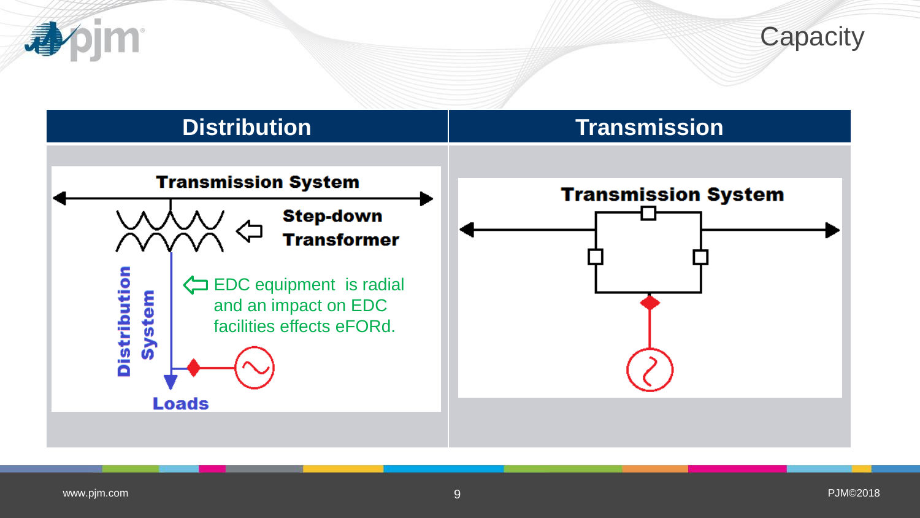# Capacity

| Distribution | Transmission |
| --- | --- |
| Transmission System<br>Step-down Transformer<br>Distribution System<br>Loads<br>EDC equipment is radial and an impact on EDC facilities effects eFORd. | Transmission System |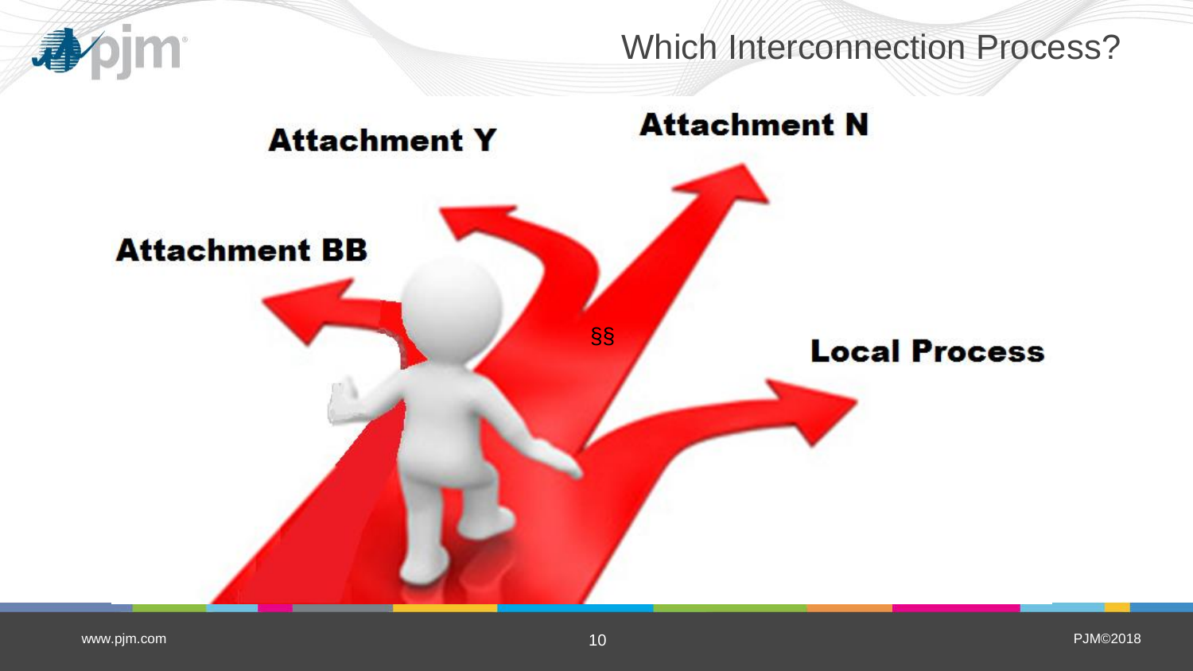# Which Interconnection Process?

Attachment Y

Attachment N

Attachment BB

§§

Local Process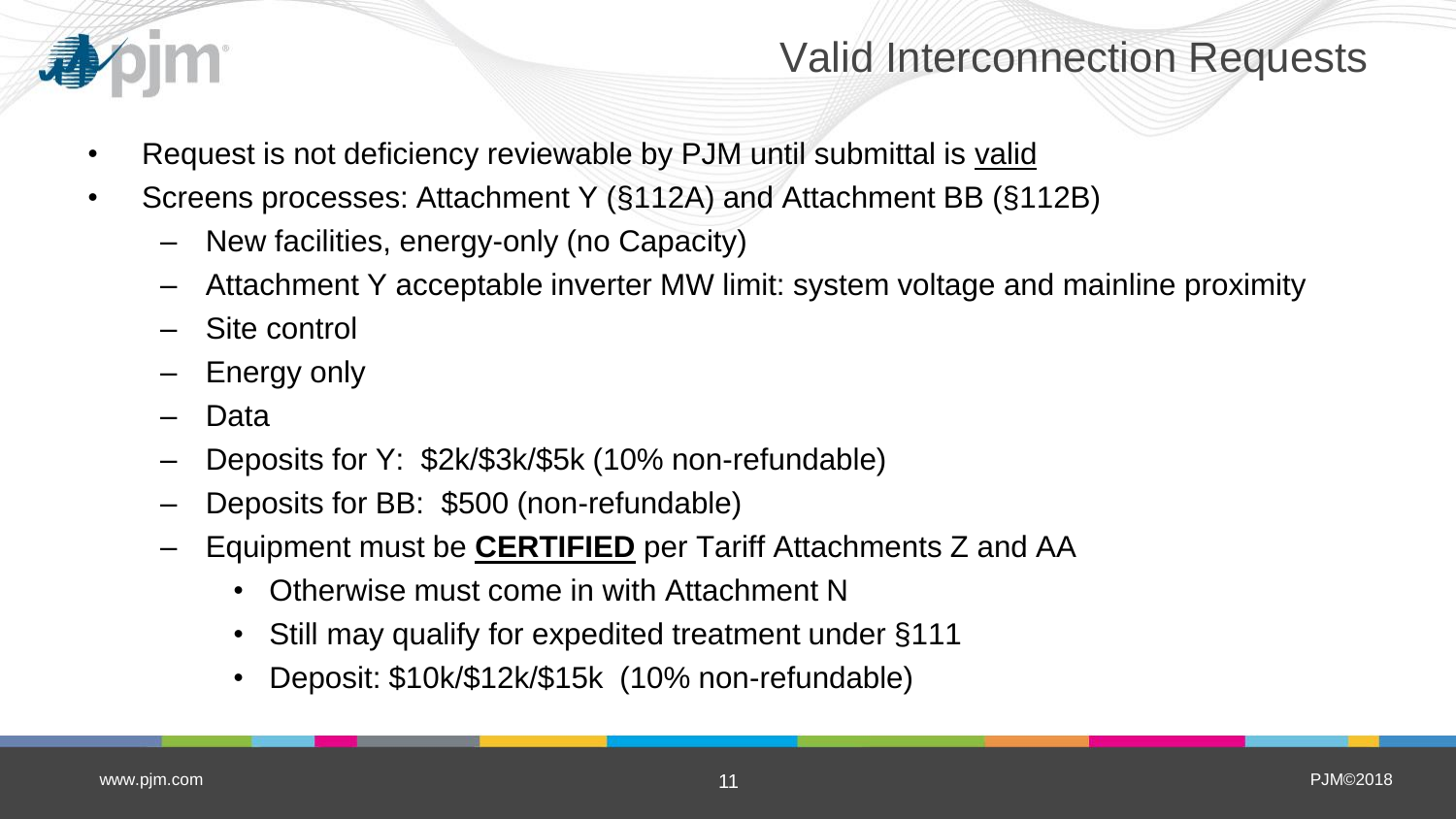# Valid Interconnection Requests

- Request is not deficiency reviewable by PJM until submittal is valid
- Screens processes: Attachment Y (§112A) and Attachment BB (§112B)
  - New facilities, energy-only (no Capacity)
  - Attachment Y acceptable inverter MW limit: system voltage and mainline proximity
  - Site control
  - Energy only
  - Data
  - Deposits for Y: $2k/$3k/$5k (10% non-refundable)
  - Deposits for BB: $500 (non-refundable)
  - Equipment must be **CERTIFIED** per Tariff Attachments Z and AA
    - Otherwise must come in with Attachment N
    - Still may qualify for expedited treatment under §111
    - Deposit: $10k/$12k/$15k (10% non-refundable)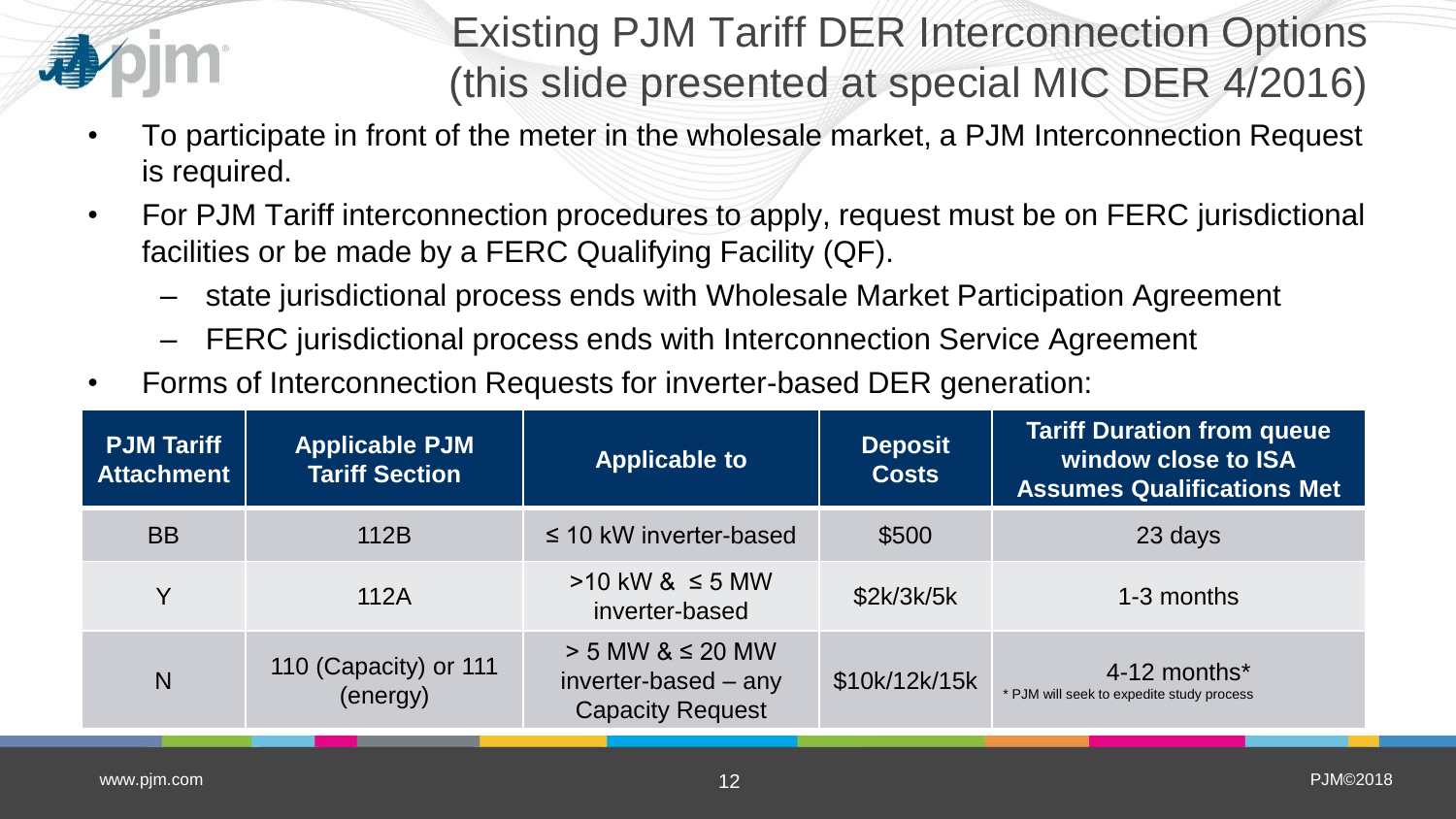# Existing PJM Tariff DER Interconnection Options (this slide presented at special MIC DER 4/2016)

- To participate in front of the meter in the wholesale market, a PJM Interconnection Request is required.
- For PJM Tariff interconnection procedures to apply, request must be on FERC jurisdictional facilities or be made by a FERC Qualifying Facility (QF).
  - state jurisdictional process ends with Wholesale Market Participation Agreement
  - FERC jurisdictional process ends with Interconnection Service Agreement
- Forms of Interconnection Requests for inverter-based DER generation:

| PJM Tariff Attachment | Applicable PJM Tariff Section | Applicable to | Deposit Costs | Tariff Duration from queue window close to ISA Assumes Qualifications Met |
|---|---|---|---|---|
| BB | 112B | ≤ 10 kW inverter-based | $500 | 23 days |
| Y | 112A | >10 kW & ≤ 5 MW inverter-based | $2k/3k/5k | 1-3 months |
| N | 110 (Capacity) or 111 (energy) | > 5 MW & ≤ 20 MW inverter-based – any Capacity Request | $10k/12k/15k | 4-12 months* <br> * PJM will seek to expedite study process |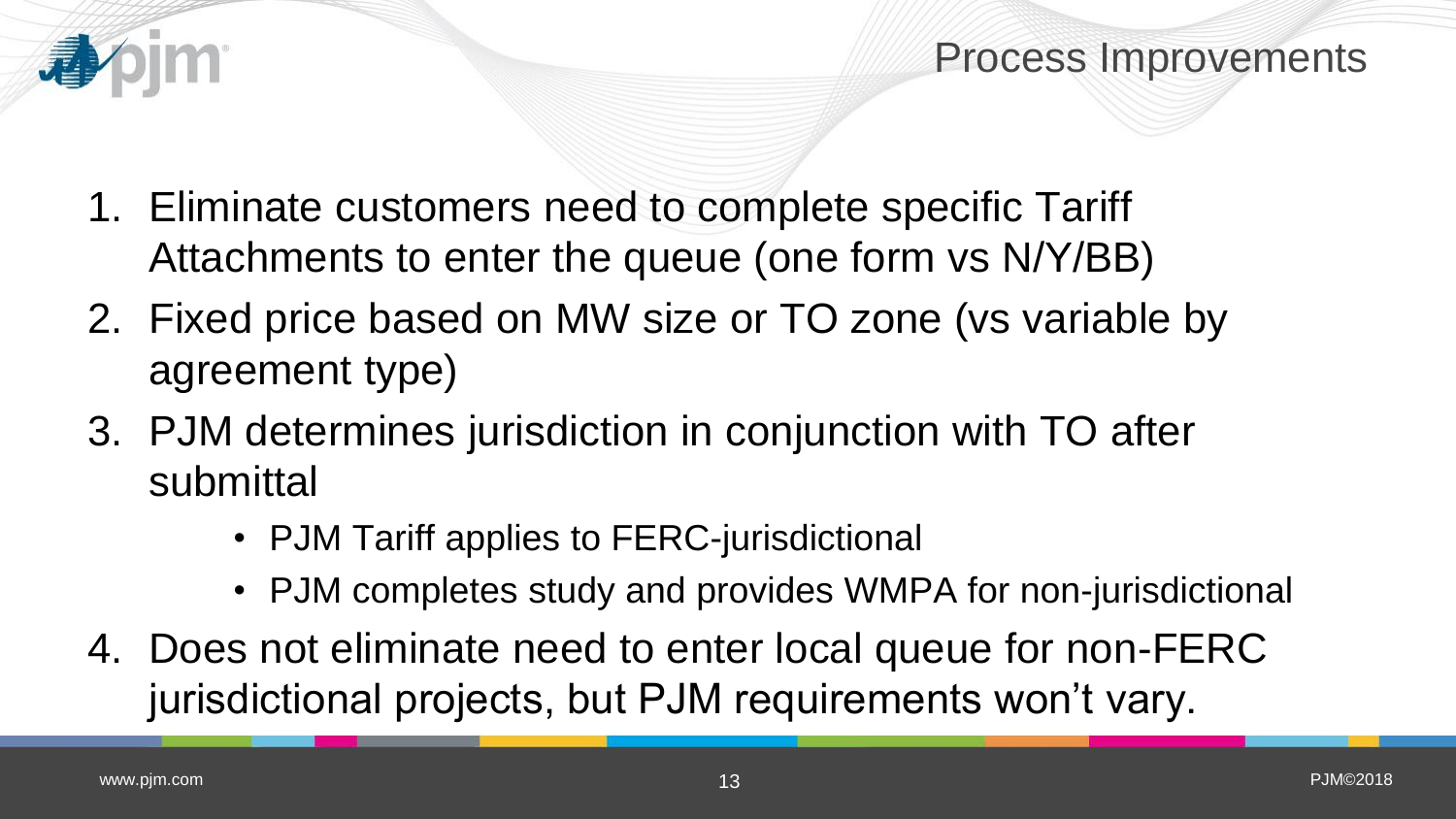# Process Improvements

1. Eliminate customers need to complete specific Tariff Attachments to enter the queue (one form vs N/Y/BB)
2. Fixed price based on MW size or TO zone (vs variable by agreement type)
3. PJM determines jurisdiction in conjunction with TO after submittal
   - PJM Tariff applies to FERC-jurisdictional
   - PJM completes study and provides WMPA for non-jurisdictional
4. Does not eliminate need to enter local queue for non-FERC jurisdictional projects, but PJM requirements won't vary.